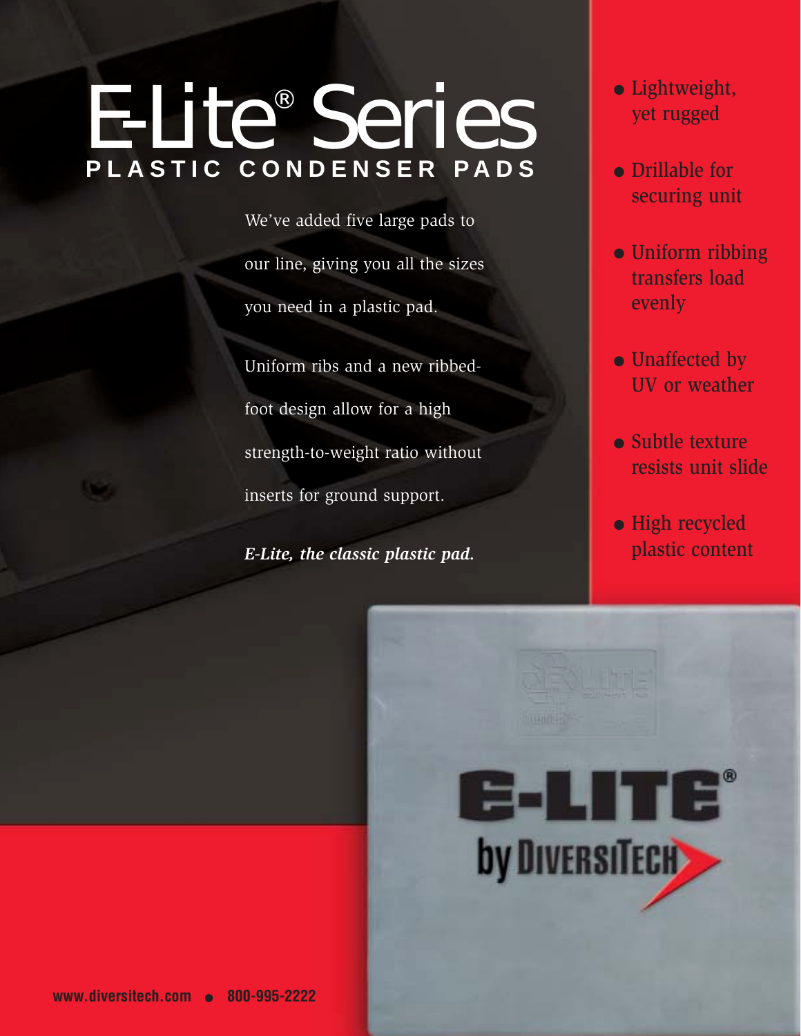# E-Lite® Series

## PLASTIC CONDENSER PADS

We've added five large pads to our line, giving you all the sizes you need in a plastic pad.

Uniform ribs and a new ribbed-foot design allow for a high strength-to-weight ratio without inserts for ground support.

***E-Lite, the classic plastic pad.***

- Lightweight, yet rugged
- Drillable for securing unit
- Uniform ribbing transfers load evenly
- Unaffected by UV or weather
- Subtle texture resists unit slide
- High recycled plastic content

E-LITE®
by DIVERSITECH

**www.diversitech.com • 800-995-2222**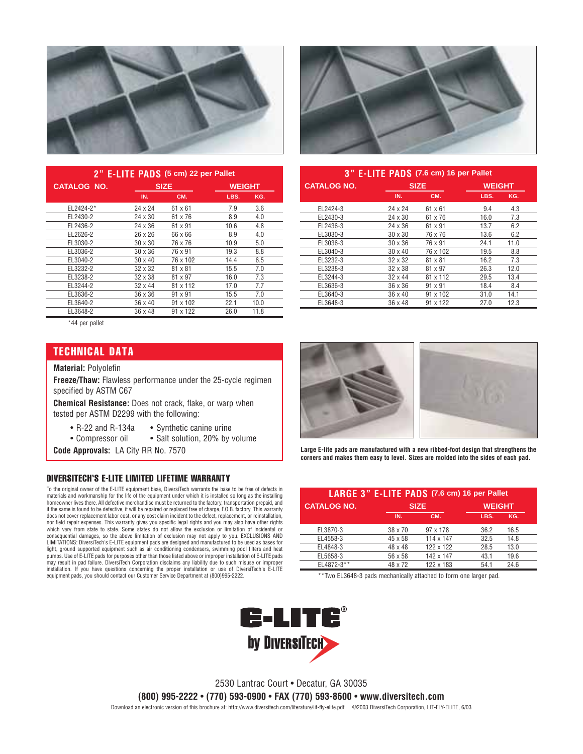## 2" E-LITE PADS (5 cm) 22 per Pallet

| CATALOG NO. | SIZE | | WEIGHT | |
|---|---|---|---|---|
| | IN. | CM. | LBS. | KG. |
| EL2424-2* | 24 x 24 | 61 x 61 | 7.9 | 3.6 |
| EL2430-2 | 24 x 30 | 61 x 76 | 8.9 | 4.0 |
| EL2436-2 | 24 x 36 | 61 x 91 | 10.6 | 4.8 |
| EL2626-2 | 26 x 26 | 66 x 66 | 8.9 | 4.0 |
| EL3030-2 | 30 x 30 | 76 x 76 | 10.9 | 5.0 |
| EL3036-2 | 30 x 36 | 76 x 91 | 19.3 | 8.8 |
| EL3040-2 | 30 x 40 | 76 x 102 | 14.4 | 6.5 |
| EL3232-2 | 32 x 32 | 81 x 81 | 15.5 | 7.0 |
| EL3238-2 | 32 x 38 | 81 x 97 | 16.0 | 7.3 |
| EL3244-2 | 32 x 44 | 81 x 112 | 17.0 | 7.7 |
| EL3636-2 | 36 x 36 | 91 x 91 | 15.5 | 7.0 |
| EL3640-2 | 36 x 40 | 91 x 102 | 22.1 | 10.0 |
| EL3648-2 | 36 x 48 | 91 x 122 | 26.0 | 11.8 |

*44 per pallet

## 3" E-LITE PADS (7.6 cm) 16 per Pallet

| CATALOG NO. | SIZE | | WEIGHT | |
|---|---|---|---|---|
| | IN. | CM. | LBS. | KG. |
| EL2424-3 | 24 x 24 | 61 x 61 | 9.4 | 4.3 |
| EL2430-3 | 24 x 30 | 61 x 76 | 16.0 | 7.3 |
| EL2436-3 | 24 x 36 | 61 x 91 | 13.7 | 6.2 |
| EL3030-3 | 30 x 30 | 76 x 76 | 13.6 | 6.2 |
| EL3036-3 | 30 x 36 | 76 x 91 | 24.1 | 11.0 |
| EL3040-3 | 30 x 40 | 76 x 102 | 19.5 | 8.8 |
| EL3232-3 | 32 x 32 | 81 x 81 | 16.2 | 7.3 |
| EL3238-3 | 32 x 38 | 81 x 97 | 26.3 | 12.0 |
| EL3244-3 | 32 x 44 | 81 x 112 | 29.5 | 13.4 |
| EL3636-3 | 36 x 36 | 91 x 91 | 18.4 | 8.4 |
| EL3640-3 | 36 x 40 | 91 x 102 | 31.0 | 14.1 |
| EL3648-3 | 36 x 48 | 91 x 122 | 27.0 | 12.3 |

## TECHNICAL DATA

**Material:** Polyolefin

**Freeze/Thaw:** Flawless performance under the 25-cycle regimen specified by ASTM C67

**Chemical Resistance:** Does not crack, flake, or warp when tested per ASTM D2299 with the following:

- R-22 and R-134a
- Compressor oil
- Synthetic canine urine
- Salt solution, 20% by volume

**Code Approvals:** LA City RR No. 7570

Large E-lite pads are manufactured with a new ribbed-foot design that strengthens the corners and makes them easy to level. Sizes are molded into the sides of each pad.

### DIVERSITECH'S E-LITE LIMITED LIFETIME WARRANTY

To the original owner of the E-LITE equipment base, DiversiTech warrants the base to be free of defects in materials and workmanship for the life of the equipment under which it is installed so long as the installing homeowner lives there. All defective merchandise must be returned to the factory, transportation prepaid, and if the same is found to be defective, it will be repaired or replaced free of charge, F.O.B. factory. This warranty does not cover replacement labor cost, or any cost claim incident to the defect, replacement, or reinstallation, nor field repair expenses. This warranty gives you specific legal rights and you may also have other rights which vary from state to state. Some states do not allow the exclusion or limitation of incidental or consequential damages, so the above limitation of exclusion may not apply to you. EXCLUSIONS AND LIMITATIONS: DiversiTech's E-LITE equipment pads are designed and manufactured to be used as bases for light, ground supported equipment such as air conditioning condensers, swimming pool filters and heat pumps. Use of E-LITE pads for purposes other than those listed above or improper installation of E-LITE pads may result in pad failure. DiversiTech Corporation disclaims any liability due to such misuse or improper installation. If you have questions concerning the proper installation or use of DiversiTech's E-LITE equipment pads, you should contact our Customer Service Department at (800)995-2222.

## LARGE 3" E-LITE PADS (7.6 cm) 16 per Pallet

| CATALOG NO. | SIZE | | WEIGHT | |
|---|---|---|---|---|
| | IN. | CM. | LBS. | KG. |
| EL3870-3 | 38 x 70 | 97 x 178 | 36.2 | 16.5 |
| EL4558-3 | 45 x 58 | 114 x 147 | 32.5 | 14.8 |
| EL4848-3 | 48 x 48 | 122 x 122 | 28.5 | 13.0 |
| EL5658-3 | 56 x 58 | 142 x 147 | 43.1 | 19.6 |
| EL4872-3** | 48 x 72 | 122 x 183 | 54.1 | 24.6 |

**Two EL3648-3 pads mechanically attached to form one larger pad.

E-LITE® by DIVERSITECH

2530 Lantrac Court • Decatur, GA 30035

**(800) 995-2222 • (770) 593-0900 • FAX (770) 593-8600 • www.diversitech.com**

Download an electronic version of this brochure at: http://www.diversitech.com/literature/lit-fly-elite.pdf ©2003 DiversiTech Corporation, LIT-FLY-ELITE, 6/03